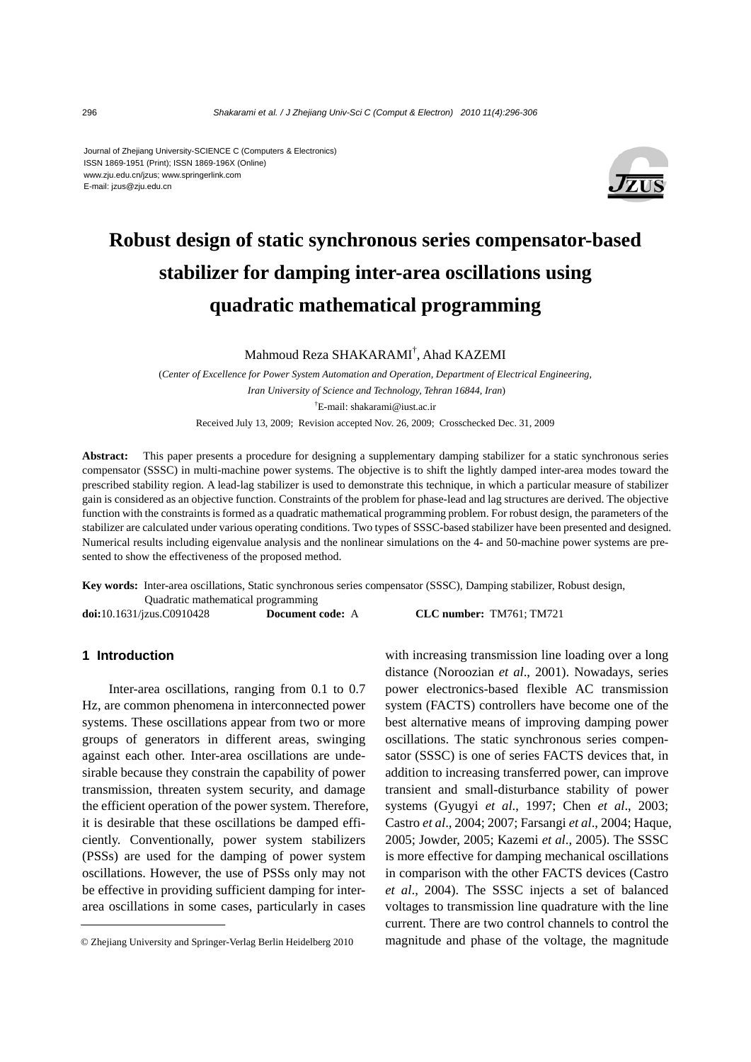Journal of Zhejiang University-SCIENCE C (Computers & Electronics)
ISSN 1869-1951 (Print); ISSN 1869-196X (Online)
www.zju.edu.cn/jzus; www.springerlink.com
E-mail: jzus@zju.edu.cn

# Robust design of static synchronous series compensator-based stabilizer for damping inter-area oscillations using quadratic mathematical programming

Mahmoud Reza SHAKARAMI[†], Ahad KAZEMI

(*Center of Excellence for Power System Automation and Operation, Department of Electrical Engineering, Iran University of Science and Technology, Tehran 16844, Iran*)

[†]E-mail: shakarami@iust.ac.ir

Received July 13, 2009; Revision accepted Nov. 26, 2009; Crosschecked Dec. 31, 2009

**Abstract:** This paper presents a procedure for designing a supplementary damping stabilizer for a static synchronous series compensator (SSSC) in multi-machine power systems. The objective is to shift the lightly damped inter-area modes toward the prescribed stability region. A lead-lag stabilizer is used to demonstrate this technique, in which a particular measure of stabilizer gain is considered as an objective function. Constraints of the problem for phase-lead and lag structures are derived. The objective function with the constraints is formed as a quadratic mathematical programming problem. For robust design, the parameters of the stabilizer are calculated under various operating conditions. Two types of SSSC-based stabilizer have been presented and designed. Numerical results including eigenvalue analysis and the nonlinear simulations on the 4- and 50-machine power systems are presented to show the effectiveness of the proposed method.

**Key words:** Inter-area oscillations, Static synchronous series compensator (SSSC), Damping stabilizer, Robust design, Quadratic mathematical programming

**doi:**10.1631/jzus.C0910428 **Document code:** A **CLC number:** TM761; TM721

## 1 Introduction

Inter-area oscillations, ranging from 0.1 to 0.7 Hz, are common phenomena in interconnected power systems. These oscillations appear from two or more groups of generators in different areas, swinging against each other. Inter-area oscillations are undesirable because they constrain the capability of power transmission, threaten system security, and damage the efficient operation of the power system. Therefore, it is desirable that these oscillations be damped efficiently. Conventionally, power system stabilizers (PSSs) are used for the damping of power system oscillations. However, the use of PSSs only may not be effective in providing sufficient damping for inter-area oscillations in some cases, particularly in cases with increasing transmission line loading over a long distance (Noroozian *et al*., 2001). Nowadays, series power electronics-based flexible AC transmission system (FACTS) controllers have become one of the best alternative means of improving damping power oscillations. The static synchronous series compensator (SSSC) is one of series FACTS devices that, in addition to increasing transferred power, can improve transient and small-disturbance stability of power systems (Gyugyi *et al*., 1997; Chen *et al*., 2003; Castro *et al*., 2004; 2007; Farsangi *et al*., 2004; Haque, 2005; Jowder, 2005; Kazemi *et al*., 2005). The SSSC is more effective for damping mechanical oscillations in comparison with the other FACTS devices (Castro *et al*., 2004). The SSSC injects a set of balanced voltages to transmission line quadrature with the line current. There are two control channels to control the magnitude and phase of the voltage, the magnitude

© Zhejiang University and Springer-Verlag Berlin Heidelberg 2010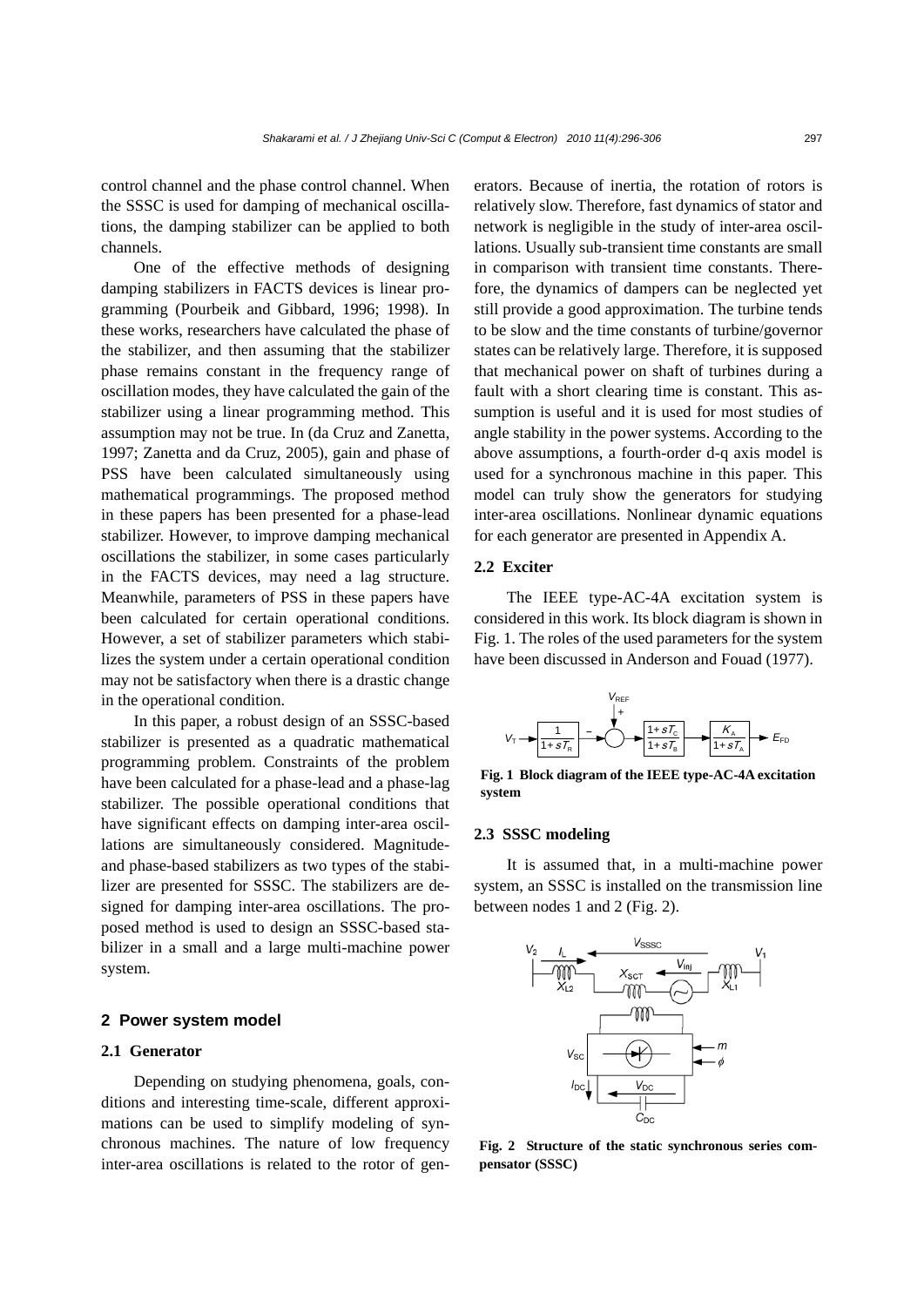control channel and the phase control channel. When the SSSC is used for damping of mechanical oscillations, the damping stabilizer can be applied to both channels.

One of the effective methods of designing damping stabilizers in FACTS devices is linear programming (Pourbeik and Gibbard, 1996; 1998). In these works, researchers have calculated the phase of the stabilizer, and then assuming that the stabilizer phase remains constant in the frequency range of oscillation modes, they have calculated the gain of the stabilizer using a linear programming method. This assumption may not be true. In (da Cruz and Zanetta, 1997; Zanetta and da Cruz, 2005), gain and phase of PSS have been calculated simultaneously using mathematical programmings. The proposed method in these papers has been presented for a phase-lead stabilizer. However, to improve damping mechanical oscillations the stabilizer, in some cases particularly in the FACTS devices, may need a lag structure. Meanwhile, parameters of PSS in these papers have been calculated for certain operational conditions. However, a set of stabilizer parameters which stabilizes the system under a certain operational condition may not be satisfactory when there is a drastic change in the operational condition.

In this paper, a robust design of an SSSC-based stabilizer is presented as a quadratic mathematical programming problem. Constraints of the problem have been calculated for a phase-lead and a phase-lag stabilizer. The possible operational conditions that have significant effects on damping inter-area oscillations are simultaneously considered. Magnitude- and phase-based stabilizers as two types of the stabilizer are presented for SSSC. The stabilizers are designed for damping inter-area oscillations. The proposed method is used to design an SSSC-based stabilizer in a small and a large multi-machine power system.

## 2 Power system model

### 2.1 Generator

Depending on studying phenomena, goals, conditions and interesting time-scale, different approximations can be used to simplify modeling of synchronous machines. The nature of low frequency inter-area oscillations is related to the rotor of generators. Because of inertia, the rotation of rotors is relatively slow. Therefore, fast dynamics of stator and network is negligible in the study of inter-area oscillations. Usually sub-transient time constants are small in comparison with transient time constants. Therefore, the dynamics of dampers can be neglected yet still provide a good approximation. The turbine tends to be slow and the time constants of turbine/governor states can be relatively large. Therefore, it is supposed that mechanical power on shaft of turbines during a fault with a short clearing time is constant. This assumption is useful and it is used for most studies of angle stability in the power systems. According to the above assumptions, a fourth-order d-q axis model is used for a synchronous machine in this paper. This model can truly show the generators for studying inter-area oscillations. Nonlinear dynamic equations for each generator are presented in Appendix A.

### 2.2 Exciter

The IEEE type-AC-4A excitation system is considered in this work. Its block diagram is shown in Fig. 1. The roles of the used parameters for the system have been discussed in Anderson and Fouad (1977).

**Fig. 1 Block diagram of the IEEE type-AC-4A excitation system**

### 2.3 SSSC modeling

It is assumed that, in a multi-machine power system, an SSSC is installed on the transmission line between nodes 1 and 2 (Fig. 2).

**Fig. 2 Structure of the static synchronous series compensator (SSSC)**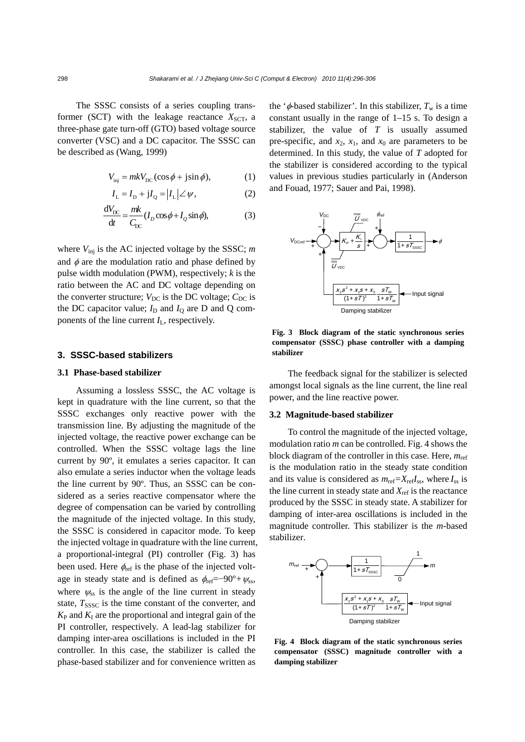The SSSC consists of a series coupling transformer (SCT) with the leakage reactance $X_{SCT}$, a three-phase gate turn-off (GTO) based voltage source converter (VSC) and a DC capacitor. The SSSC can be described as (Wang, 1999)

$$V_{inj} = mkV_{DC}(\cos\phi + j\sin\phi), \tag{1}$$

$$I_L = I_D + jI_Q = |I_L|\angle\psi, \tag{2}$$

$$\frac{dV_{DC}}{dt} = \frac{mk}{C_{DC}}(I_D\cos\phi + I_Q\sin\phi), \tag{3}$$

where $V_{inj}$ is the AC injected voltage by the SSSC; $m$ and $\phi$ are the modulation ratio and phase defined by pulse width modulation (PWM), respectively; $k$ is the ratio between the AC and DC voltage depending on the converter structure; $V_{DC}$ is the DC voltage; $C_{DC}$ is the DC capacitor value; $I_D$ and $I_Q$ are D and Q components of the line current $I_L$, respectively.

## 3. SSSC-based stabilizers

### 3.1 Phase-based stabilizer

Assuming a lossless SSSC, the AC voltage is kept in quadrature with the line current, so that the SSSC exchanges only reactive power with the transmission line. By adjusting the magnitude of the injected voltage, the reactive power exchange can be controlled. When the SSSC voltage lags the line current by 90º, it emulates a series capacitor. It can also emulate a series inductor when the voltage leads the line current by 90º. Thus, an SSSC can be considered as a series reactive compensator where the degree of compensation can be varied by controlling the magnitude of the injected voltage. In this study, the SSSC is considered in capacitor mode. To keep the injected voltage in quadrature with the line current, a proportional-integral (PI) controller (Fig. 3) has been used. Here $\phi_{ref}$ is the phase of the injected voltage in steady state and is defined as $\phi_{ref}=-90^{o}+\psi_{ss}$, where $\psi_{ss}$ is the angle of the line current in steady state, $T_{SSSC}$ is the time constant of the converter, and $K_P$ and $K_I$ are the proportional and integral gain of the PI controller, respectively. A lead-lag stabilizer for damping inter-area oscillations is included in the PI controller. In this case, the stabilizer is called the phase-based stabilizer and for convenience written as the '$\phi$-based stabilizer'. In this stabilizer, $T_w$ is a time constant usually in the range of 1–15 s. To design a stabilizer, the value of $T$ is usually assumed pre-specific, and $x_2$, $x_1$, and $x_0$ are parameters to be determined. In this study, the value of $T$ adopted for the stabilizer is considered according to the typical values in previous studies particularly in (Anderson and Fouad, 1977; Sauer and Pai, 1998).

**Fig. 3 Block diagram of the static synchronous series compensator (SSSC) phase controller with a damping stabilizer**

The feedback signal for the stabilizer is selected amongst local signals as the line current, the line real power, and the line reactive power.

### 3.2 Magnitude-based stabilizer

To control the magnitude of the injected voltage, modulation ratio $m$ can be controlled. Fig. 4 shows the block diagram of the controller in this case. Here, $m_{ref}$ is the modulation ratio in the steady state condition and its value is considered as $m_{ref}=X_{ref}I_{ss}$, where $I_{ss}$ is the line current in steady state and $X_{ref}$ is the reactance produced by the SSSC in steady state. A stabilizer for damping of inter-area oscillations is included in the magnitude controller. This stabilizer is the $m$-based stabilizer.

**Fig. 4 Block diagram of the static synchronous series compensator (SSSC) magnitude controller with a damping stabilizer**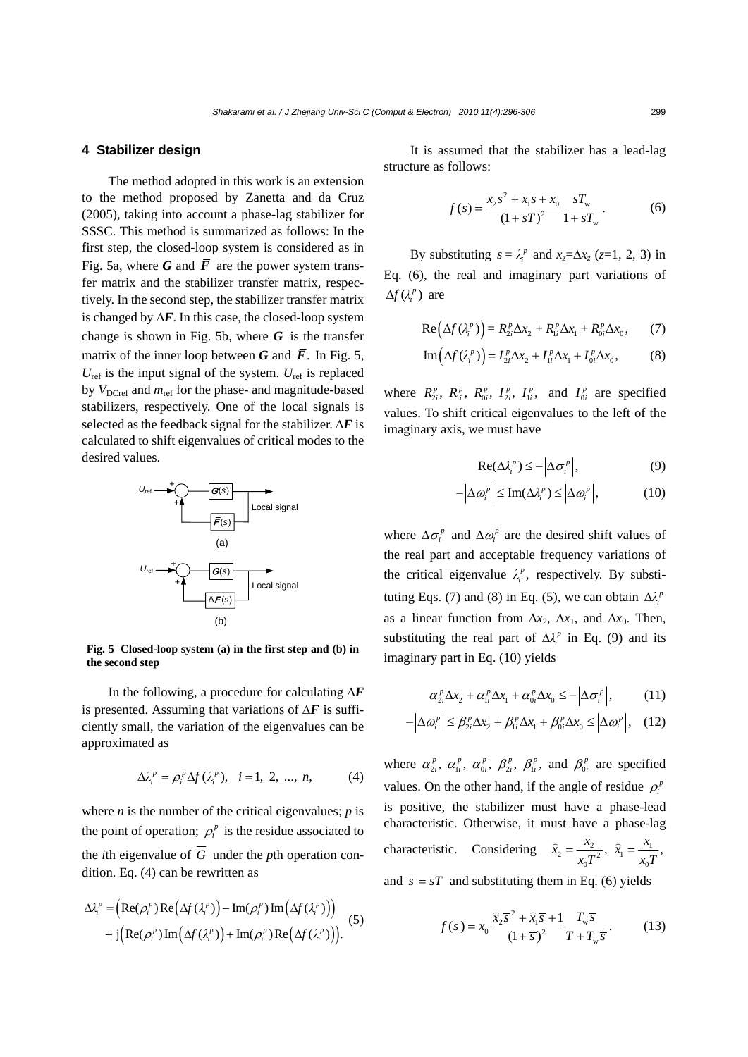## 4 Stabilizer design

The method adopted in this work is an extension to the method proposed by Zanetta and da Cruz (2005), taking into account a phase-lag stabilizer for SSSC. This method is summarized as follows: In the first step, the closed-loop system is considered as in Fig. 5a, where $\boldsymbol{G}$ and $\bar{\boldsymbol{F}}$ are the power system transfer matrix and the stabilizer transfer matrix, respectively. In the second step, the stabilizer transfer matrix is changed by $\Delta\boldsymbol{F}$. In this case, the closed-loop system change is shown in Fig. 5b, where $\bar{\boldsymbol{G}}$ is the transfer matrix of the inner loop between $\boldsymbol{G}$ and $\bar{\boldsymbol{F}}$. In Fig. 5, $U_{\text{ref}}$ is the input signal of the system. $U_{\text{ref}}$ is replaced by $V_{\text{DCref}}$ and $m_{\text{ref}}$ for the phase- and magnitude-based stabilizers, respectively. One of the local signals is selected as the feedback signal for the stabilizer. $\Delta\boldsymbol{F}$ is calculated to shift eigenvalues of critical modes to the desired values.

**Fig. 5 Closed-loop system (a) in the first step and (b) in the second step**

In the following, a procedure for calculating $\Delta\boldsymbol{F}$ is presented. Assuming that variations of $\Delta\boldsymbol{F}$ is sufficiently small, the variation of the eigenvalues can be approximated as

$$\Delta\lambda_i^p = \rho_i^p \Delta f(\lambda_i^p), \quad i = 1,\ 2,\ ...,\ n, \tag{4}$$

where $n$ is the number of the critical eigenvalues; $p$ is the point of operation; $\rho_i^p$ is the residue associated to the $i$th eigenvalue of $\bar{G}$ under the $p$th operation condition. Eq. (4) can be rewritten as

$$\begin{aligned}\Delta\lambda_i^p = &\left(\operatorname{Re}(\rho_i^p)\operatorname{Re}\left(\Delta f(\lambda_i^p)\right) - \operatorname{Im}(\rho_i^p)\operatorname{Im}\left(\Delta f(\lambda_i^p)\right)\right) \\ &+ \mathrm{j}\left(\operatorname{Re}(\rho_i^p)\operatorname{Im}\left(\Delta f(\lambda_i^p)\right) + \operatorname{Im}(\rho_i^p)\operatorname{Re}\left(\Delta f(\lambda_i^p)\right)\right).\end{aligned} \tag{5}$$

It is assumed that the stabilizer has a lead-lag structure as follows:

$$f(s) = \frac{x_2 s^2 + x_1 s + x_0}{(1+sT)^2}\frac{sT_{\text{w}}}{1+sT_{\text{w}}}. \tag{6}$$

By substituting $s = \lambda_i^p$ and $x_z = \Delta x_z$ ($z$=1, 2, 3) in Eq. (6), the real and imaginary part variations of $\Delta f(\lambda_i^p)$ are

$$\operatorname{Re}\left(\Delta f(\lambda_i^p)\right) = R_{2i}^p\Delta x_2 + R_{1i}^p\Delta x_1 + R_{0i}^p\Delta x_0, \tag{7}$$

$$\operatorname{Im}\left(\Delta f(\lambda_i^p)\right) = I_{2i}^p\Delta x_2 + I_{1i}^p\Delta x_1 + I_{0i}^p\Delta x_0, \tag{8}$$

where $R_{2i}^p$, $R_{1i}^p$, $R_{0i}^p$, $I_{2i}^p$, $I_{1i}^p$, and $I_{0i}^p$ are specified values. To shift critical eigenvalues to the left of the imaginary axis, we must have

$$\operatorname{Re}(\Delta\lambda_i^p) \le -\left|\Delta\sigma_i^p\right|, \tag{9}$$

$$-\left|\Delta\omega_i^p\right| \le \operatorname{Im}(\Delta\lambda_i^p) \le \left|\Delta\omega_i^p\right|, \tag{10}$$

where $\Delta\sigma_i^p$ and $\Delta\omega_i^p$ are the desired shift values of the real part and acceptable frequency variations of the critical eigenvalue $\lambda_i^p$, respectively. By substituting Eqs. (7) and (8) in Eq. (5), we can obtain $\Delta\lambda_i^p$ as a linear function from $\Delta x_2$, $\Delta x_1$, and $\Delta x_0$. Then, substituting the real part of $\Delta\lambda_i^p$ in Eq. (9) and its imaginary part in Eq. (10) yields

$$\alpha_{2i}^p\Delta x_2 + \alpha_{1i}^p\Delta x_1 + \alpha_{0i}^p\Delta x_0 \le -\left|\Delta\sigma_i^p\right|, \tag{11}$$

$$-\left|\Delta\omega_i^p\right| \le \beta_{2i}^p\Delta x_2 + \beta_{1i}^p\Delta x_1 + \beta_{0i}^p\Delta x_0 \le \left|\Delta\omega_i^p\right|, \tag{12}$$

where $\alpha_{2i}^p$, $\alpha_{1i}^p$, $\alpha_{0i}^p$, $\beta_{2i}^p$, $\beta_{1i}^p$, and $\beta_{0i}^p$ are specified values. On the other hand, if the angle of residue $\rho_i^p$ is positive, the stabilizer must have a phase-lead characteristic. Otherwise, it must have a phase-lag characteristic. Considering $\bar{x}_2 = \dfrac{x_2}{x_0 T^2}$, $\bar{x}_1 = \dfrac{x_1}{x_0 T}$, and $\bar{s} = sT$ and substituting them in Eq. (6) yields

$$f(\bar{s}) = x_0\frac{\bar{x}_2\bar{s}^2 + \bar{x}_1\bar{s} + 1}{(1+\bar{s})^2}\frac{T_{\text{w}}\bar{s}}{T + T_{\text{w}}\bar{s}}. \tag{13}$$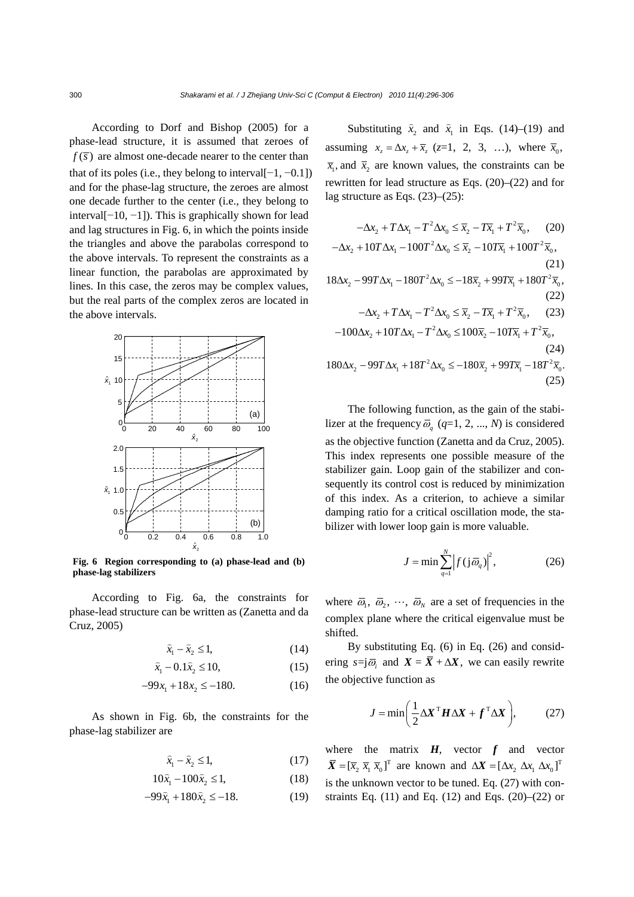According to Dorf and Bishop (2005) for a phase-lead structure, it is assumed that zeroes of $f(\bar{s})$ are almost one-decade nearer to the center than that of its poles (i.e., they belong to interval[−1, −0.1]) and for the phase-lag structure, the zeroes are almost one decade further to the center (i.e., they belong to interval[−10, −1]). This is graphically shown for lead and lag structures in Fig. 6, in which the points inside the triangles and above the parabolas correspond to the above intervals. To represent the constraints as a linear function, the parabolas are approximated by lines. In this case, the zeros may be complex values, but the real parts of the complex zeros are located in the above intervals.

**Fig. 6 Region corresponding to (a) phase-lead and (b) phase-lag stabilizers**

According to Fig. 6a, the constraints for phase-lead structure can be written as (Zanetta and da Cruz, 2005)

$$\hat{x}_1 - \hat{x}_2 \le 1, \tag{14}$$

$$\hat{x}_1 - 0.1\hat{x}_2 \le 10, \tag{15}$$

$$-99x_1 + 18x_2 \le -180. \tag{16}$$

As shown in Fig. 6b, the constraints for the phase-lag stabilizer are

$$\hat{x}_1 - \hat{x}_2 \le 1, \tag{17}$$

$$10\hat{x}_1 - 100\hat{x}_2 \le 1, \tag{18}$$

$$-99\hat{x}_1 + 180\hat{x}_2 \le -18. \tag{19}$$

Substituting $\hat{x}_2$ and $\hat{x}_1$ in Eqs. (14)–(19) and assuming $x_z = \Delta x_z + \bar{x}_z$ ($z$=1, 2, 3, …), where $\bar{x}_0$, $\bar{x}_1$, and $\bar{x}_2$ are known values, the constraints can be rewritten for lead structure as Eqs. (20)–(22) and for lag structure as Eqs. (23)–(25):

$$-\Delta x_2 + T\Delta x_1 - T^2\Delta x_0 \le \bar{x}_2 - T\bar{x}_1 + T^2\bar{x}_0, \tag{20}$$

$$-\Delta x_2 + 10T\Delta x_1 - 100T^2\Delta x_0 \le \bar{x}_2 - 10T\bar{x}_1 + 100T^2\bar{x}_0, \tag{21}$$

$$18\Delta x_2 - 99T\Delta x_1 - 180T^2\Delta x_0 \le -18\bar{x}_2 + 99T\bar{x}_1 + 180T^2\bar{x}_0, \tag{22}$$

$$-\Delta x_2 + T\Delta x_1 - T^2\Delta x_0 \le \bar{x}_2 - T\bar{x}_1 + T^2\bar{x}_0, \tag{23}$$

$$-100\Delta x_2 + 10T\Delta x_1 - T^2\Delta x_0 \le 100\bar{x}_2 - 10T\bar{x}_1 + T^2\bar{x}_0, \tag{24}$$

$$180\Delta x_2 - 99T\Delta x_1 + 18T^2\Delta x_0 \le -180\bar{x}_2 + 99T\bar{x}_1 - 18T^2\bar{x}_0. \tag{25}$$

The following function, as the gain of the stabilizer at the frequency $\varpi_q$ ($q$=1, 2, ..., $N$) is considered as the objective function (Zanetta and da Cruz, 2005). This index represents one possible measure of the stabilizer gain. Loop gain of the stabilizer and consequently its control cost is reduced by minimization of this index. As a criterion, to achieve a similar damping ratio for a critical oscillation mode, the stabilizer with lower loop gain is more valuable.

$$J = \min \sum_{q=1}^{N} \left| f(\mathrm{j}\varpi_q) \right|^2, \tag{26}$$

where $\varpi_1$, $\varpi_2$, ⋯, $\varpi_N$ are a set of frequencies in the complex plane where the critical eigenvalue must be shifted.

By substituting Eq. (6) in Eq. (26) and considering $s=\mathrm{j}\varpi_i$ and $\boldsymbol{X} = \bar{\boldsymbol{X}} + \Delta\boldsymbol{X}$, we can easily rewrite the objective function as

$$J = \min\left(\frac{1}{2}\Delta\boldsymbol{X}^{\mathrm{T}}\boldsymbol{H}\Delta\boldsymbol{X} + \boldsymbol{f}^{\mathrm{T}}\Delta\boldsymbol{X}\right), \tag{27}$$

where the matrix $\boldsymbol{H}$, vector $\boldsymbol{f}$ and vector $\bar{\boldsymbol{X}} = [\bar{x}_2\ \bar{x}_1\ \bar{x}_0]^{\mathrm{T}}$ are known and $\Delta\boldsymbol{X} = [\Delta x_2\ \Delta x_1\ \Delta x_0]^{\mathrm{T}}$ is the unknown vector to be tuned. Eq. (27) with constraints Eq. (11) and Eq. (12) and Eqs. (20)–(22) or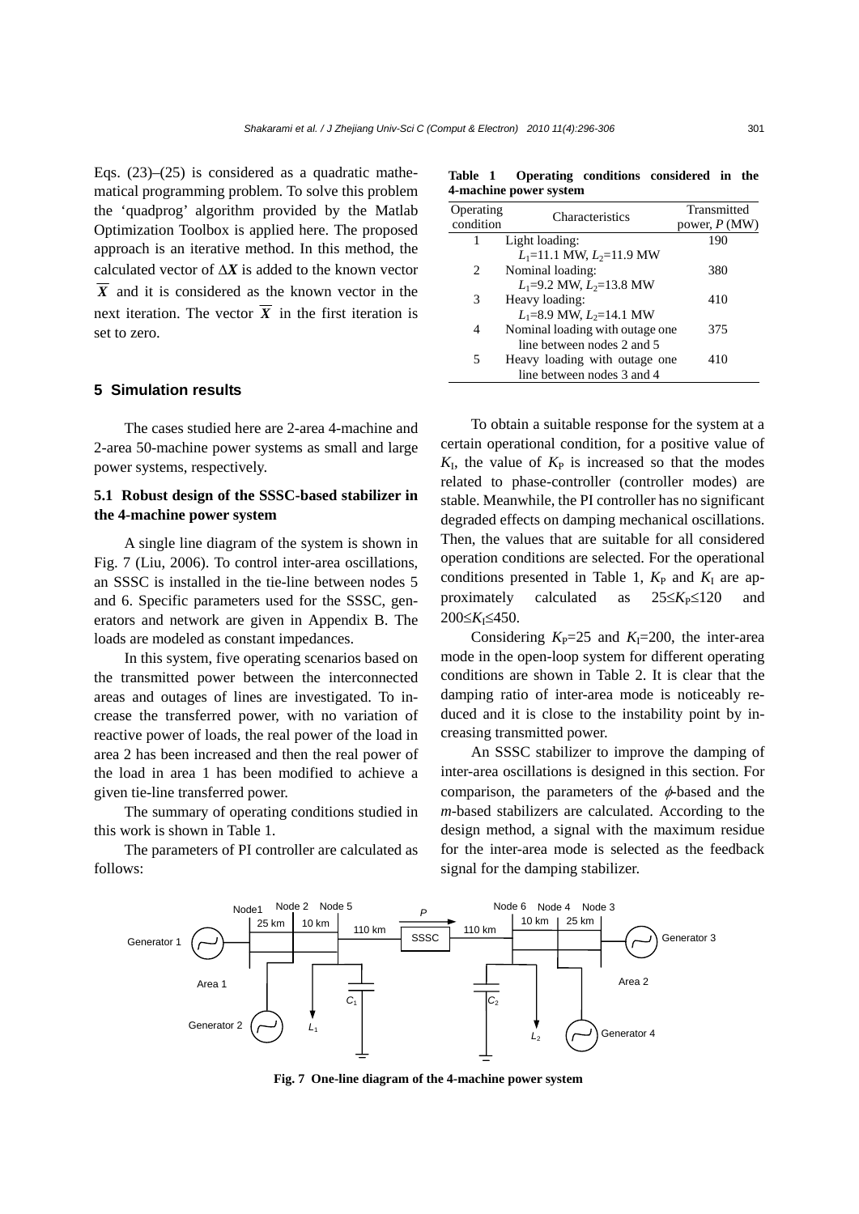Eqs. (23)–(25) is considered as a quadratic mathematical programming problem. To solve this problem the 'quadprog' algorithm provided by the Matlab Optimization Toolbox is applied here. The proposed approach is an iterative method. In this method, the calculated vector of $\Delta \boldsymbol{X}$ is added to the known vector $\overline{\boldsymbol{X}}$ and it is considered as the known vector in the next iteration. The vector $\overline{\boldsymbol{X}}$ in the first iteration is set to zero.

## 5 Simulation results

The cases studied here are 2-area 4-machine and 2-area 50-machine power systems as small and large power systems, respectively.

### 5.1 Robust design of the SSSC-based stabilizer in the 4-machine power system

A single line diagram of the system is shown in Fig. 7 (Liu, 2006). To control inter-area oscillations, an SSSC is installed in the tie-line between nodes 5 and 6. Specific parameters used for the SSSC, generators and network are given in Appendix B. The loads are modeled as constant impedances.

In this system, five operating scenarios based on the transmitted power between the interconnected areas and outages of lines are investigated. To increase the transferred power, with no variation of reactive power of loads, the real power of the load in area 2 has been increased and then the real power of the load in area 1 has been modified to achieve a given tie-line transferred power.

The summary of operating conditions studied in this work is shown in Table 1.

The parameters of PI controller are calculated as follows:

**Table 1 Operating conditions considered in the 4-machine power system**

| Operating condition | Characteristics | Transmitted power, $P$ (MW) |
|---|---|---|
| 1 | Light loading: $L_1$=11.1 MW, $L_2$=11.9 MW | 190 |
| 2 | Nominal loading: $L_1$=9.2 MW, $L_2$=13.8 MW | 380 |
| 3 | Heavy loading: $L_1$=8.9 MW, $L_2$=14.1 MW | 410 |
| 4 | Nominal loading with outage one line between nodes 2 and 5 | 375 |
| 5 | Heavy loading with outage one line between nodes 3 and 4 | 410 |

To obtain a suitable response for the system at a certain operational condition, for a positive value of $K_I$, the value of $K_P$ is increased so that the modes related to phase-controller (controller modes) are stable. Meanwhile, the PI controller has no significant degraded effects on damping mechanical oscillations. Then, the values that are suitable for all considered operation conditions are selected. For the operational conditions presented in Table 1, $K_P$ and $K_I$ are approximately calculated as $25 \le K_P \le 120$ and $200 \le K_I \le 450$.

Considering $K_P$=25 and $K_I$=200, the inter-area mode in the open-loop system for different operating conditions are shown in Table 2. It is clear that the damping ratio of inter-area mode is noticeably reduced and it is close to the instability point by increasing transmitted power.

An SSSC stabilizer to improve the damping of inter-area oscillations is designed in this section. For comparison, the parameters of the $\phi$-based and the $m$-based stabilizers are calculated. According to the design method, a signal with the maximum residue for the inter-area mode is selected as the feedback signal for the damping stabilizer.

**Fig. 7 One-line diagram of the 4-machine power system**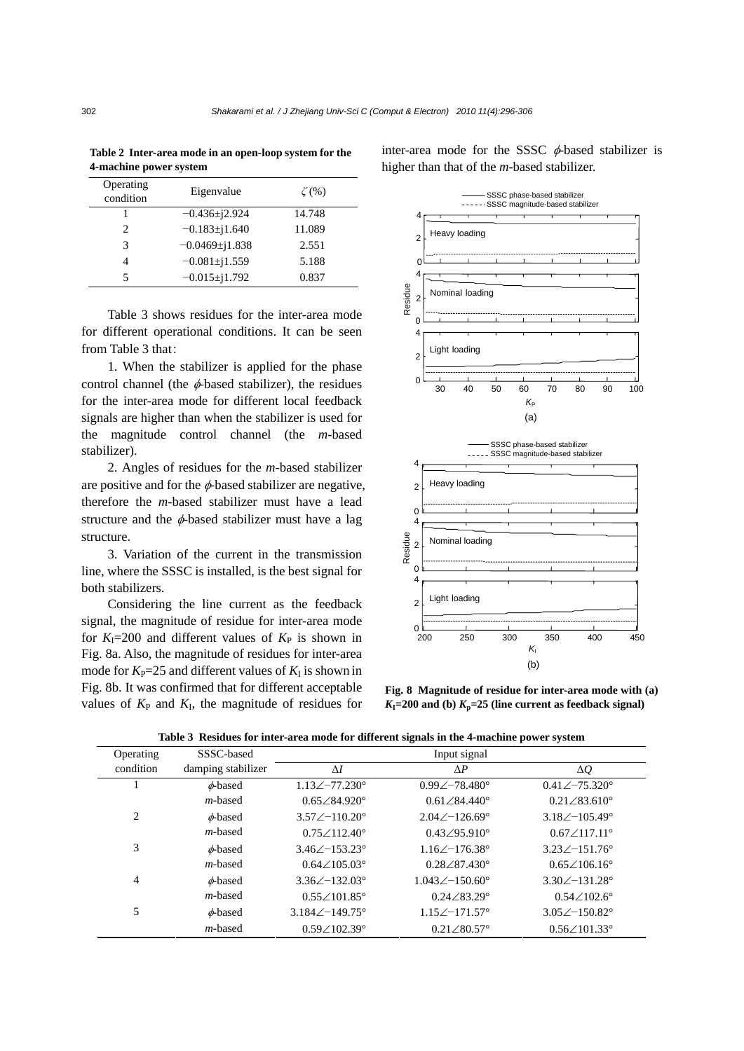**Table 2 Inter-area mode in an open-loop system for the 4-machine power system**

| Operating condition | Eigenvalue | $\zeta$ (%) |
|---|---|---|
| 1 | $-0.436\pm j2.924$ | 14.748 |
| 2 | $-0.183\pm j1.640$ | 11.089 |
| 3 | $-0.0469\pm j1.838$ | 2.551 |
| 4 | $-0.081\pm j1.559$ | 5.188 |
| 5 | $-0.015\pm j1.792$ | 0.837 |

Table 3 shows residues for the inter-area mode for different operational conditions. It can be seen from Table 3 that:

1. When the stabilizer is applied for the phase control channel (the $\phi$-based stabilizer), the residues for the inter-area mode for different local feedback signals are higher than when the stabilizer is used for the magnitude control channel (the *m*-based stabilizer).

2. Angles of residues for the *m*-based stabilizer are positive and for the $\phi$-based stabilizer are negative, therefore the *m*-based stabilizer must have a lead structure and the $\phi$-based stabilizer must have a lag structure.

3. Variation of the current in the transmission line, where the SSSC is installed, is the best signal for both stabilizers.

Considering the line current as the feedback signal, the magnitude of residue for inter-area mode for $K_I$=200 and different values of $K_P$ is shown in Fig. 8a. Also, the magnitude of residues for inter-area mode for $K_P$=25 and different values of $K_I$ is shown in Fig. 8b. It was confirmed that for different acceptable values of $K_P$ and $K_I$, the magnitude of residues for inter-area mode for the SSSC $\phi$-based stabilizer is higher than that of the *m*-based stabilizer.

**Fig. 8 Magnitude of residue for inter-area mode with (a) $K_I$=200 and (b) $K_p$=25 (line current as feedback signal)**

**Table 3 Residues for inter-area mode for different signals in the 4-machine power system**

| Operating condition | SSSC-based damping stabilizer | Input signal | | |
|---|---|---|---|---|
| | | $\Delta I$ | $\Delta P$ | $\Delta Q$ |
| 1 | $\phi$-based | $1.13\angle-77.230°$ | $0.99\angle-78.480°$ | $0.41\angle-75.320°$ |
| | *m*-based | $0.65\angle84.920°$ | $0.61\angle84.440°$ | $0.21\angle83.610°$ |
| 2 | $\phi$-based | $3.57\angle-110.20°$ | $2.04\angle-126.69°$ | $3.18\angle-105.49°$ |
| | *m*-based | $0.75\angle112.40°$ | $0.43\angle95.910°$ | $0.67\angle117.11°$ |
| 3 | $\phi$-based | $3.46\angle-153.23°$ | $1.16\angle-176.38°$ | $3.23\angle-151.76°$ |
| | *m*-based | $0.64\angle105.03°$ | $0.28\angle87.430°$ | $0.65\angle106.16°$ |
| 4 | $\phi$-based | $3.36\angle-132.03°$ | $1.043\angle-150.60°$ | $3.30\angle-131.28°$ |
| | *m*-based | $0.55\angle101.85°$ | $0.24\angle83.29°$ | $0.54\angle102.6°$ |
| 5 | $\phi$-based | $3.184\angle-149.75°$ | $1.15\angle-171.57°$ | $3.05\angle-150.82°$ |
| | *m*-based | $0.59\angle102.39°$ | $0.21\angle80.57°$ | $0.56\angle101.33°$ |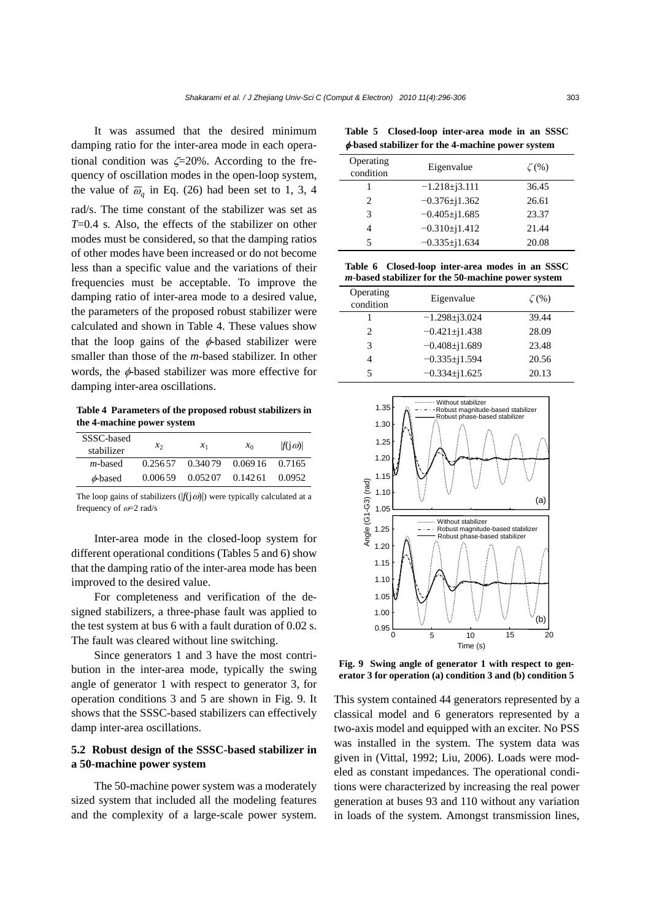It was assumed that the desired minimum damping ratio for the inter-area mode in each operational condition was $\zeta$=20%. According to the frequency of oscillation modes in the open-loop system, the value of $\overline{\omega}_q$ in Eq. (26) had been set to 1, 3, 4 rad/s. The time constant of the stabilizer was set as $T$=0.4 s. Also, the effects of the stabilizer on other modes must be considered, so that the damping ratios of other modes have been increased or do not become less than a specific value and the variations of their frequencies must be acceptable. To improve the damping ratio of inter-area mode to a desired value, the parameters of the proposed robust stabilizer were calculated and shown in Table 4. These values show that the loop gains of the $\phi$-based stabilizer were smaller than those of the $m$-based stabilizer. In other words, the $\phi$-based stabilizer was more effective for damping inter-area oscillations.

**Table 4 Parameters of the proposed robust stabilizers in the 4-machine power system**

| SSSC-based stabilizer | $x_2$ | $x_1$ | $x_0$ | $\lvert f(\mathrm{j}\omega)\rvert$ |
|---|---|---|---|---|
| $m$-based | 0.25657 | 0.34079 | 0.06916 | 0.7165 |
| $\phi$-based | 0.00659 | 0.05207 | 0.14261 | 0.0952 |

The loop gains of stabilizers ($\lvert f(\mathrm{j}\omega)\rvert$) were typically calculated at a frequency of $\omega$=2 rad/s

Inter-area mode in the closed-loop system for different operational conditions (Tables 5 and 6) show that the damping ratio of the inter-area mode has been improved to the desired value.

For completeness and verification of the designed stabilizers, a three-phase fault was applied to the test system at bus 6 with a fault duration of 0.02 s. The fault was cleared without line switching.

Since generators 1 and 3 have the most contribution in the inter-area mode, typically the swing angle of generator 1 with respect to generator 3, for operation conditions 3 and 5 are shown in Fig. 9. It shows that the SSSC-based stabilizers can effectively damp inter-area oscillations.

### 5.2 Robust design of the SSSC-based stabilizer in a 50-machine power system

The 50-machine power system was a moderately sized system that included all the modeling features and the complexity of a large-scale power system. This system contained 44 generators represented by a classical model and 6 generators represented by a two-axis model and equipped with an exciter. No PSS was installed in the system. The system data was given in (Vittal, 1992; Liu, 2006). Loads were modeled as constant impedances. The operational conditions were characterized by increasing the real power generation at buses 93 and 110 without any variation in loads of the system. Amongst transmission lines,

**Table 5 Closed-loop inter-area mode in an SSSC $\phi$-based stabilizer for the 4-machine power system**

| Operating condition | Eigenvalue | $\zeta$(%) |
|---|---|---|
| 1 | $-1.218\pm\mathrm{j}3.111$ | 36.45 |
| 2 | $-0.376\pm\mathrm{j}1.362$ | 26.61 |
| 3 | $-0.405\pm\mathrm{j}1.685$ | 23.37 |
| 4 | $-0.310\pm\mathrm{j}1.412$ | 21.44 |
| 5 | $-0.335\pm\mathrm{j}1.634$ | 20.08 |

**Table 6 Closed-loop inter-area modes in an SSSC $m$-based stabilizer for the 50-machine power system**

| Operating condition | Eigenvalue | $\zeta$(%) |
|---|---|---|
| 1 | $-1.298\pm\mathrm{j}3.024$ | 39.44 |
| 2 | $-0.421\pm\mathrm{j}1.438$ | 28.09 |
| 3 | $-0.408\pm\mathrm{j}1.689$ | 23.48 |
| 4 | $-0.335\pm\mathrm{j}1.594$ | 20.56 |
| 5 | $-0.334\pm\mathrm{j}1.625$ | 20.13 |

**Fig. 9 Swing angle of generator 1 with respect to generator 3 for operation (a) condition 3 and (b) condition 5**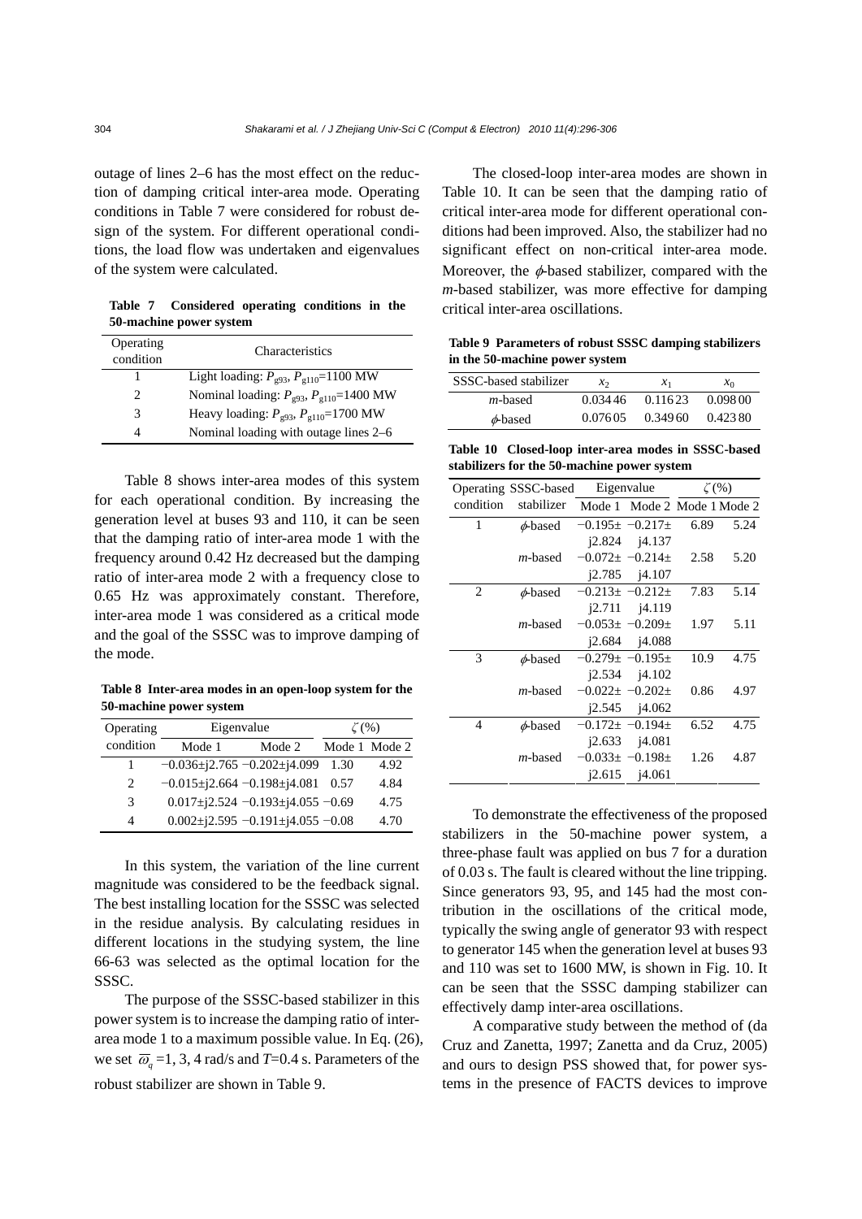outage of lines 2–6 has the most effect on the reduction of damping critical inter-area mode. Operating conditions in Table 7 were considered for robust design of the system. For different operational conditions, the load flow was undertaken and eigenvalues of the system were calculated.

**Table 7 Considered operating conditions in the 50-machine power system**

| Operating condition | Characteristics |
|---|---|
| 1 | Light loading: $P_{g93}$, $P_{g110}$=1100 MW |
| 2 | Nominal loading: $P_{g93}$, $P_{g110}$=1400 MW |
| 3 | Heavy loading: $P_{g93}$, $P_{g110}$=1700 MW |
| 4 | Nominal loading with outage lines 2–6 |

Table 8 shows inter-area modes of this system for each operational condition. By increasing the generation level at buses 93 and 110, it can be seen that the damping ratio of inter-area mode 1 with the frequency around 0.42 Hz decreased but the damping ratio of inter-area mode 2 with a frequency close to 0.65 Hz was approximately constant. Therefore, inter-area mode 1 was considered as a critical mode and the goal of the SSSC was to improve damping of the mode.

**Table 8 Inter-area modes in an open-loop system for the 50-machine power system**

| Operating condition | Eigenvalue | | $\zeta$ (%) | |
|---|---|---|---|---|
| | Mode 1 | Mode 2 | Mode 1 | Mode 2 |
| 1 | −0.036±j2.765 | −0.202±j4.099 | 1.30 | 4.92 |
| 2 | −0.015±j2.664 | −0.198±j4.081 | 0.57 | 4.84 |
| 3 | 0.017±j2.524 | −0.193±j4.055 | −0.69 | 4.75 |
| 4 | 0.002±j2.595 | −0.191±j4.055 | −0.08 | 4.70 |

In this system, the variation of the line current magnitude was considered to be the feedback signal. The best installing location for the SSSC was selected in the residue analysis. By calculating residues in different locations in the studying system, the line 66-63 was selected as the optimal location for the SSSC.

The purpose of the SSSC-based stabilizer in this power system is to increase the damping ratio of inter-area mode 1 to a maximum possible value. In Eq. (26), we set $\overline{\omega}_q$=1, 3, 4 rad/s and $T$=0.4 s. Parameters of the robust stabilizer are shown in Table 9.

The closed-loop inter-area modes are shown in Table 10. It can be seen that the damping ratio of critical inter-area mode for different operational conditions had been improved. Also, the stabilizer had no significant effect on non-critical inter-area mode. Moreover, the $\phi$-based stabilizer, compared with the $m$-based stabilizer, was more effective for damping critical inter-area oscillations.

**Table 9 Parameters of robust SSSC damping stabilizers in the 50-machine power system**

| SSSC-based stabilizer | $x_2$ | $x_1$ | $x_0$ |
|---|---|---|---|
| $m$-based | 0.03446 | 0.11623 | 0.09800 |
| $\phi$-based | 0.07605 | 0.34960 | 0.42380 |

**Table 10 Closed-loop inter-area modes in SSSC-based stabilizers for the 50-machine power system**

| Operating condition | SSSC-based stabilizer | Eigenvalue | | $\zeta$ (%) | |
|---|---|---|---|---|---|
| | | Mode 1 | Mode 2 | Mode 1 | Mode 2 |
| 1 | $\phi$-based | −0.195±j2.824 | −0.217±j4.137 | 6.89 | 5.24 |
| | $m$-based | −0.072±j2.785 | −0.214±j4.107 | 2.58 | 5.20 |
| 2 | $\phi$-based | −0.213±j2.711 | −0.212±j4.119 | 7.83 | 5.14 |
| | $m$-based | −0.053±j2.684 | −0.209±j4.088 | 1.97 | 5.11 |
| 3 | $\phi$-based | −0.279±j2.534 | −0.195±j4.102 | 10.9 | 4.75 |
| | $m$-based | −0.022±j2.545 | −0.202±j4.062 | 0.86 | 4.97 |
| 4 | $\phi$-based | −0.172±j2.633 | −0.194±j4.081 | 6.52 | 4.75 |
| | $m$-based | −0.033±j2.615 | −0.198±j4.061 | 1.26 | 4.87 |

To demonstrate the effectiveness of the proposed stabilizers in the 50-machine power system, a three-phase fault was applied on bus 7 for a duration of 0.03 s. The fault is cleared without the line tripping. Since generators 93, 95, and 145 had the most contribution in the oscillations of the critical mode, typically the swing angle of generator 93 with respect to generator 145 when the generation level at buses 93 and 110 was set to 1600 MW, is shown in Fig. 10. It can be seen that the SSSC damping stabilizer can effectively damp inter-area oscillations.

A comparative study between the method of (da Cruz and Zanetta, 1997; Zanetta and da Cruz, 2005) and ours to design PSS showed that, for power systems in the presence of FACTS devices to improve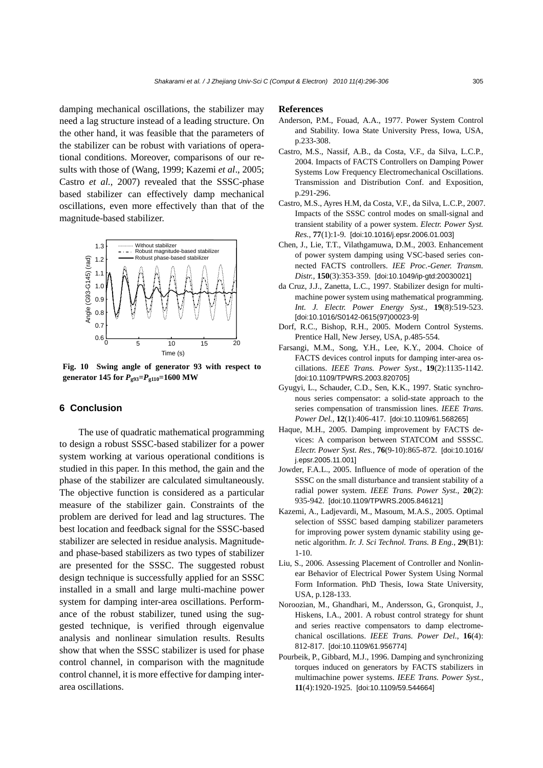damping mechanical oscillations, the stabilizer may need a lag structure instead of a leading structure. On the other hand, it was feasible that the parameters of the stabilizer can be robust with variations of operational conditions. Moreover, comparisons of our results with those of (Wang, 1999; Kazemi *et al*., 2005; Castro *et al.*, 2007) revealed that the SSSC-phase based stabilizer can effectively damp mechanical oscillations, even more effectively than that of the magnitude-based stabilizer.

**Fig. 10 Swing angle of generator 93 with respect to generator 145 for $P_{g93}=P_{g110}=1600$ MW**

## 6 Conclusion

The use of quadratic mathematical programming to design a robust SSSC-based stabilizer for a power system working at various operational conditions is studied in this paper. In this method, the gain and the phase of the stabilizer are calculated simultaneously. The objective function is considered as a particular measure of the stabilizer gain. Constraints of the problem are derived for lead and lag structures. The best location and feedback signal for the SSSC-based stabilizer are selected in residue analysis. Magnitude- and phase-based stabilizers as two types of stabilizer are presented for the SSSC. The suggested robust design technique is successfully applied for an SSSC installed in a small and large multi-machine power system for damping inter-area oscillations. Performance of the robust stabilizer, tuned using the suggested technique, is verified through eigenvalue analysis and nonlinear simulation results. Results show that when the SSSC stabilizer is used for phase control channel, in comparison with the magnitude control channel, it is more effective for damping inter-area oscillations.

## References

Anderson, P.M., Fouad, A.A., 1977. Power System Control and Stability. Iowa State University Press, Iowa, USA, p.233-308.

Castro, M.S., Nassif, A.B., da Costa, V.F., da Silva, L.C.P., 2004. Impacts of FACTS Controllers on Damping Power Systems Low Frequency Electromechanical Oscillations. Transmission and Distribution Conf. and Exposition, p.291-296.

Castro, M.S., Ayres H.M, da Costa, V.F., da Silva, L.C.P., 2007. Impacts of the SSSC control modes on small-signal and transient stability of a power system. *Electr. Power Syst. Res.*, **77**(1):1-9. [doi:10.1016/j.epsr.2006.01.003]

Chen, J., Lie, T.T., Vilathgamuwa, D.M., 2003. Enhancement of power system damping using VSC-based series connected FACTS controllers. *IEE Proc.-Gener. Transm. Distr.*, **150**(3):353-359. [doi:10.1049/ip-gtd:20030021]

da Cruz, J.J., Zanetta, L.C., 1997. Stabilizer design for multimachine power system using mathematical programming. *Int. J. Electr. Power Energy Syst.*, **19**(8):519-523. [doi:10.1016/S0142-0615(97)00023-9]

Dorf, R.C., Bishop, R.H., 2005. Modern Control Systems. Prentice Hall, New Jersey, USA, p.485-554.

Farsangi, M.M., Song, Y.H., Lee, K.Y., 2004. Choice of FACTS devices control inputs for damping inter-area oscillations. *IEEE Trans. Power Syst.*, **19**(2):1135-1142. [doi:10.1109/TPWRS.2003.820705]

Gyugyi, L., Schauder, C.D., Sen, K.K., 1997. Static synchronous series compensator: a solid-state approach to the series compensation of transmission lines. *IEEE Trans. Power Del.*, **12**(1):406-417. [doi:10.1109/61.568265]

Haque, M.H., 2005. Damping improvement by FACTS devices: A comparison between STATCOM and SSSSC. *Electr. Power Syst. Res.*, **76**(9-10):865-872. [doi:10.1016/j.epsr.2005.11.001]

Jowder, F.A.L., 2005. Influence of mode of operation of the SSSC on the small disturbance and transient stability of a radial power system. *IEEE Trans. Power Syst.*, **20**(2): 935-942. [doi:10.1109/TPWRS.2005.846121]

Kazemi, A., Ladjevardi, M., Masoum, M.A.S., 2005. Optimal selection of SSSC based damping stabilizer parameters for improving power system dynamic stability using genetic algorithm. *Ir. J. Sci Technol. Trans. B Eng.*, **29**(B1): 1-10.

Liu, S., 2006. Assessing Placement of Controller and Nonlinear Behavior of Electrical Power System Using Normal Form Information. PhD Thesis, Iowa State University, USA, p.128-133.

Noroozian, M., Ghandhari, M., Andersson, G., Gronquist, J., Hiskens, I.A., 2001. A robust control strategy for shunt and series reactive compensators to damp electromechanical oscillations. *IEEE Trans. Power Del.*, **16**(4): 812-817. [doi:10.1109/61.956774]

Pourbeik, P., Gibbard, M.J., 1996. Damping and synchronizing torques induced on generators by FACTS stabilizers in multimachine power systems. *IEEE Trans. Power Syst.*, **11**(4):1920-1925. [doi:10.1109/59.544664]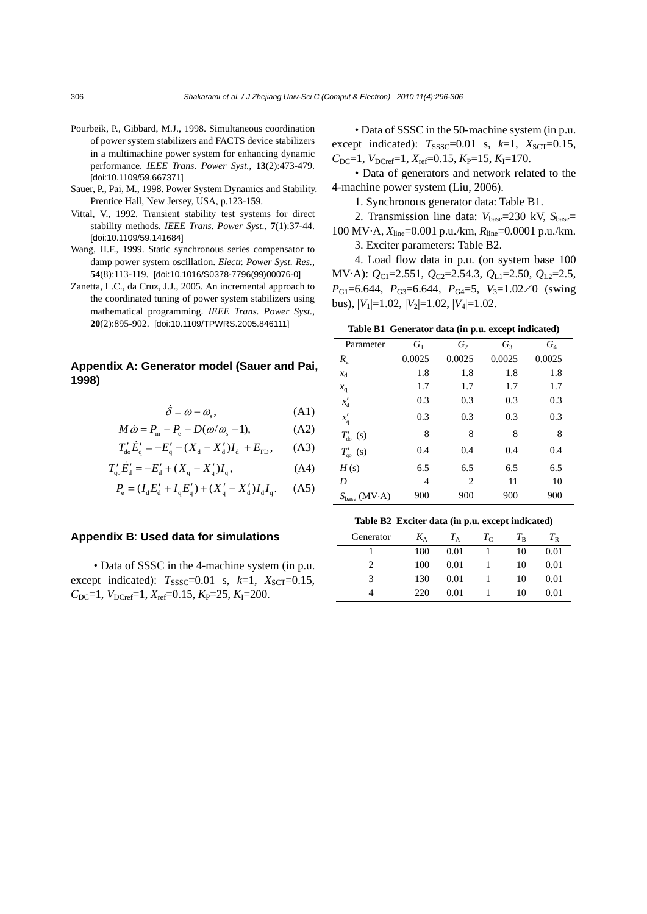Pourbeik, P., Gibbard, M.J., 1998. Simultaneous coordination of power system stabilizers and FACTS device stabilizers in a multimachine power system for enhancing dynamic performance. *IEEE Trans. Power Syst.*, **13**(2):473-479. [doi:10.1109/59.667371]

Sauer, P., Pai, M., 1998. Power System Dynamics and Stability. Prentice Hall, New Jersey, USA, p.123-159.

Vittal, V., 1992. Transient stability test systems for direct stability methods. *IEEE Trans. Power Syst.*, **7**(1):37-44. [doi:10.1109/59.141684]

Wang, H.F., 1999. Static synchronous series compensator to damp power system oscillation. *Electr. Power Syst. Res.*, **54**(8):113-119. [doi:10.1016/S0378-7796(99)00076-0]

Zanetta, L.C., da Cruz, J.J., 2005. An incremental approach to the coordinated tuning of power system stabilizers using mathematical programming. *IEEE Trans. Power Syst.*, **20**(2):895-902. [doi:10.1109/TPWRS.2005.846111]

## Appendix A: Generator model (Sauer and Pai, 1998)

$$\dot{\delta} = \omega - \omega_s, \tag{A1}$$

$$M\dot{\omega} = P_m - P_e - D(\omega/\omega_s - 1), \tag{A2}$$

$$T'_{do}\dot{E}'_q = -E'_q - (X_d - X'_d)I_d + E_{FD}, \tag{A3}$$

$$T'_{qo}\dot{E}'_d = -E'_d + (X_q - X'_q)I_q, \tag{A4}$$

$$P_e = (I_d E'_d + I_q E'_q) + (X'_q - X'_d)I_d I_q. \tag{A5}$$

## Appendix B: Used data for simulations

• Data of SSSC in the 4-machine system (in p.u. except indicated): $T_{SSSC}$=0.01 s, $k$=1, $X_{SCT}$=0.15, $C_{DC}$=1, $V_{DCref}$=1, $X_{ref}$=0.15, $K_P$=25, $K_I$=200.

• Data of SSSC in the 50-machine system (in p.u. except indicated): $T_{SSSC}$=0.01 s, $k$=1, $X_{SCT}$=0.15, $C_{DC}$=1, $V_{DCref}$=1, $X_{ref}$=0.15, $K_P$=15, $K_I$=170.

• Data of generators and network related to the 4-machine power system (Liu, 2006).

1. Synchronous generator data: Table B1.

2. Transmission line data: $V_{base}$=230 kV, $S_{base}$=100 MV·A, $X_{line}$=0.001 p.u./km, $R_{line}$=0.0001 p.u./km.

3. Exciter parameters: Table B2.

4. Load flow data in p.u. (on system base 100 MV·A): $Q_{C1}$=2.551, $Q_{C2}$=2.54.3, $Q_{L1}$=2.50, $Q_{L2}$=2.5, $P_{G1}$=6.644, $P_{G3}$=6.644, $P_{G4}$=5, $V_3$=1.02∠0 (swing bus), $|V_1|$=1.02, $|V_2|$=1.02, $|V_4|$=1.02.

**Table B1 Generator data (in p.u. except indicated)**

| Parameter | $G_1$ | $G_2$ | $G_3$ | $G_4$ |
|---|---|---|---|---|
| $R_a$ | 0.0025 | 0.0025 | 0.0025 | 0.0025 |
| $x_d$ | 1.8 | 1.8 | 1.8 | 1.8 |
| $x_q$ | 1.7 | 1.7 | 1.7 | 1.7 |
| $x'_d$ | 0.3 | 0.3 | 0.3 | 0.3 |
| $x'_q$ | 0.3 | 0.3 | 0.3 | 0.3 |
| $T'_{do}$ (s) | 8 | 8 | 8 | 8 |
| $T'_{qo}$ (s) | 0.4 | 0.4 | 0.4 | 0.4 |
| $H$ (s) | 6.5 | 6.5 | 6.5 | 6.5 |
| $D$ | 4 | 2 | 11 | 10 |
| $S_{base}$ (MV·A) | 900 | 900 | 900 | 900 |

**Table B2 Exciter data (in p.u. except indicated)**

| Generator | $K_A$ | $T_A$ | $T_C$ | $T_B$ | $T_R$ |
|---|---|---|---|---|---|
| 1 | 180 | 0.01 | 1 | 10 | 0.01 |
| 2 | 100 | 0.01 | 1 | 10 | 0.01 |
| 3 | 130 | 0.01 | 1 | 10 | 0.01 |
| 4 | 220 | 0.01 | 1 | 10 | 0.01 |